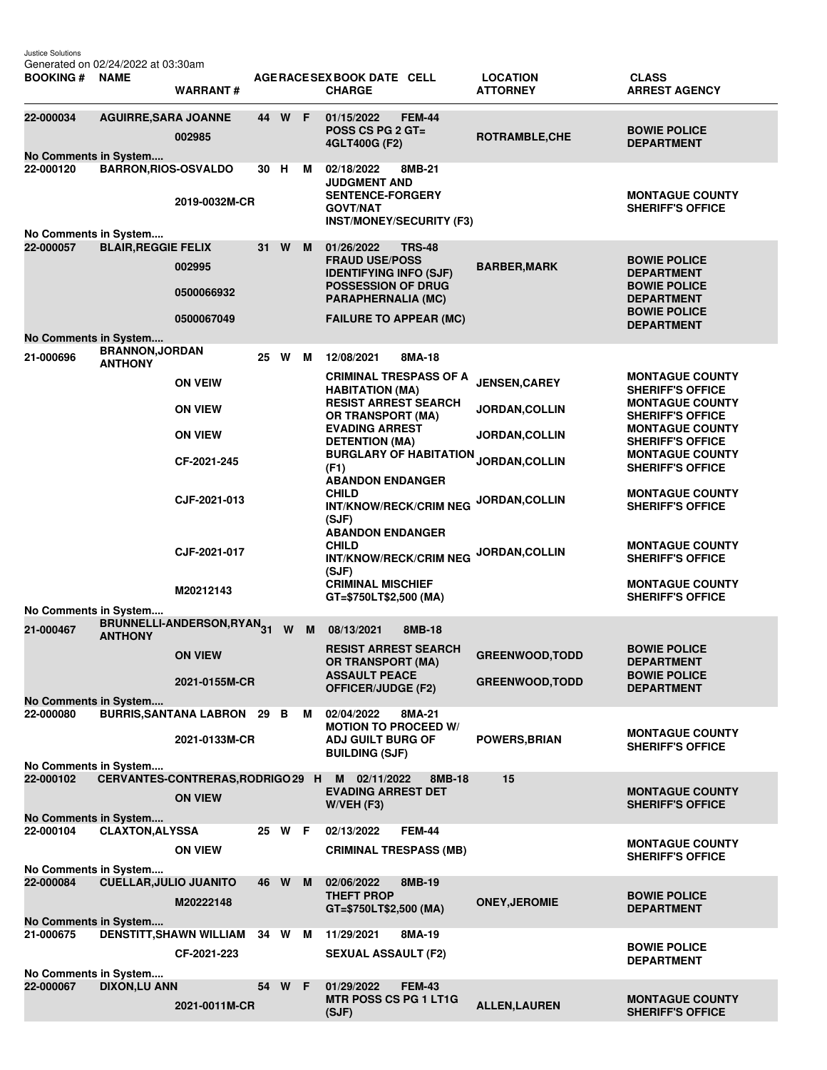Justice Solutions
Generated on 02/24/2022 at 03:30am

| BOOKING # | NAME | WARRANT # | AGE | RACE | SEX | BOOK DATE | CELL | CHARGE | LOCATION / ATTORNEY | CLASS / ARREST AGENCY |
|---|---|---|---|---|---|---|---|---|---|---|
| 22-000034 | AGUIRRE,SARA JOANNE | | 44 | W | F | 01/15/2022 | FEM-44 | | | |
| | | 002985 | | | | | | POSS CS PG 2 GT= 4GLT400G (F2) | ROTRAMBLE,CHE | BOWIE POLICE DEPARTMENT |
| No Comments in System.... | | | | | | | | | | |
| 22-000120 | BARRON,RIOS-OSVALDO | | 30 | H | M | 02/18/2022 | 8MB-21 | | | |
| | | 2019-0032M-CR | | | | | | JUDGMENT AND SENTENCE-FORGERY GOVT/NAT INST/MONEY/SECURITY (F3) | | MONTAGUE COUNTY SHERIFF'S OFFICE |
| No Comments in System.... | | | | | | | | | | |
| 22-000057 | BLAIR,REGGIE FELIX | | 31 | W | M | 01/26/2022 | TRS-48 | | | |
| | | 002995 | | | | | | FRAUD USE/POSS IDENTIFYING INFO (SJF) | BARBER,MARK | BOWIE POLICE DEPARTMENT |
| | | 0500066932 | | | | | | POSSESSION OF DRUG PARAPHERNALIA (MC) | | BOWIE POLICE DEPARTMENT |
| | | 0500067049 | | | | | | FAILURE TO APPEAR (MC) | | BOWIE POLICE DEPARTMENT |
| No Comments in System.... | | | | | | | | | | |
| 21-000696 | BRANNON,JORDAN ANTHONY | | 25 | W | M | 12/08/2021 | 8MA-18 | | | |
| | | ON VEIW | | | | | | CRIMINAL TRESPASS OF A HABITATION (MA) | JENSEN,CAREY | MONTAGUE COUNTY SHERIFF'S OFFICE |
| | | ON VIEW | | | | | | RESIST ARREST SEARCH OR TRANSPORT (MA) | JORDAN,COLLIN | MONTAGUE COUNTY SHERIFF'S OFFICE |
| | | ON VIEW | | | | | | EVADING ARREST DETENTION (MA) | JORDAN,COLLIN | MONTAGUE COUNTY SHERIFF'S OFFICE |
| | | CF-2021-245 | | | | | | BURGLARY OF HABITATION (F1) | JORDAN,COLLIN | MONTAGUE COUNTY SHERIFF'S OFFICE |
| | | CJF-2021-013 | | | | | | ABANDON ENDANGER CHILD INT/KNOW/RECK/CRIM NEG (SJF) | JORDAN,COLLIN | MONTAGUE COUNTY SHERIFF'S OFFICE |
| | | CJF-2021-017 | | | | | | ABANDON ENDANGER CHILD INT/KNOW/RECK/CRIM NEG (SJF) | JORDAN,COLLIN | MONTAGUE COUNTY SHERIFF'S OFFICE |
| | | M20212143 | | | | | | CRIMINAL MISCHIEF GT=$750LT$2,500 (MA) | | MONTAGUE COUNTY SHERIFF'S OFFICE |
| No Comments in System.... | | | | | | | | | | |
| 21-000467 | BRUNNELLI-ANDERSON,RYAN ANTHONY | | 31 | W | M | 08/13/2021 | 8MB-18 | | | |
| | | ON VIEW | | | | | | RESIST ARREST SEARCH OR TRANSPORT (MA) | GREENWOOD,TODD | BOWIE POLICE DEPARTMENT |
| | | 2021-0155M-CR | | | | | | ASSAULT PEACE OFFICER/JUDGE (F2) | GREENWOOD,TODD | BOWIE POLICE DEPARTMENT |
| No Comments in System.... | | | | | | | | | | |
| 22-000080 | BURRIS,SANTANA LABRON | | 29 | B | M | 02/04/2022 | 8MA-21 | | | |
| | | 2021-0133M-CR | | | | | | MOTION TO PROCEED W/ ADJ GUILT BURG OF BUILDING (SJF) | POWERS,BRIAN | MONTAGUE COUNTY SHERIFF'S OFFICE |
| No Comments in System.... | | | | | | | | | | |
| 22-000102 | CERVANTES-CONTRERAS,RODRIGO | | 29 | H | M | 02/11/2022 | 8MB-18 | | 15 | |
| | | ON VIEW | | | | | | EVADING ARREST DET W/VEH (F3) | | MONTAGUE COUNTY SHERIFF'S OFFICE |
| No Comments in System.... | | | | | | | | | | |
| 22-000104 | CLAXTON,ALYSSA | | 25 | W | F | 02/13/2022 | FEM-44 | | | |
| | | ON VIEW | | | | | | CRIMINAL TRESPASS (MB) | | MONTAGUE COUNTY SHERIFF'S OFFICE |
| No Comments in System.... | | | | | | | | | | |
| 22-000084 | CUELLAR,JULIO JUANITO | | 46 | W | M | 02/06/2022 | 8MB-19 | | | |
| | | M20222148 | | | | | | THEFT PROP GT=$750LT$2,500 (MA) | ONEY,JEROMIE | BOWIE POLICE DEPARTMENT |
| No Comments in System.... | | | | | | | | | | |
| 21-000675 | DENSTITT,SHAWN WILLIAM | | 34 | W | M | 11/29/2021 | 8MA-19 | | | |
| | | CF-2021-223 | | | | | | SEXUAL ASSAULT (F2) | | BOWIE POLICE DEPARTMENT |
| No Comments in System.... | | | | | | | | | | |
| 22-000067 | DIXON,LU ANN | | 54 | W | F | 01/29/2022 | FEM-43 | | | |
| | | 2021-0011M-CR | | | | | | MTR POSS CS PG 1 LT1G (SJF) | ALLEN,LAUREN | MONTAGUE COUNTY SHERIFF'S OFFICE |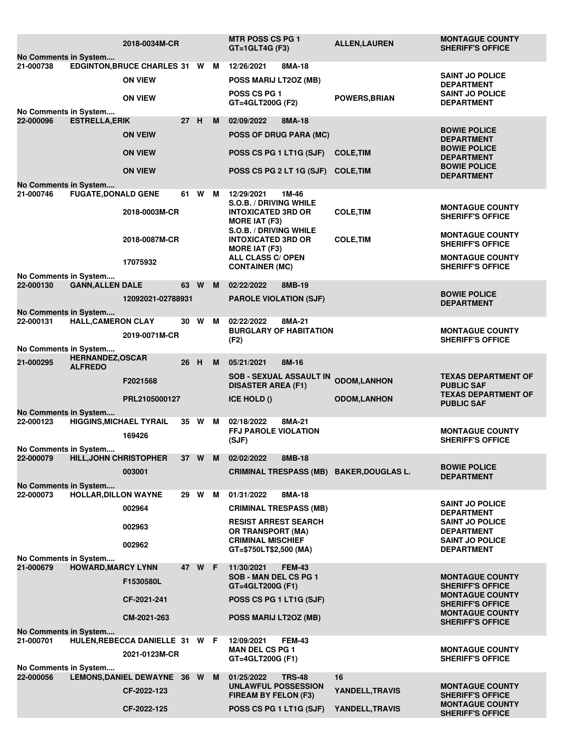| | | | | | | | | |
|---|---|---|---|---|---|---|---|---|
| | | 2018-0034M-CR | | | | MTR POSS CS PG 1 GT=1GLT4G (F3) | ALLEN,LAUREN | MONTAGUE COUNTY SHERIFF'S OFFICE |
| No Comments in System.... | | | | | | | | |
| 21-000738 | EDGINTON,BRUCE CHARLES | | 31 | W | M | 12/26/2021 8MA-18 | | |
| | | ON VIEW | | | | POSS MARIJ LT2OZ (MB) | | SAINT JO POLICE DEPARTMENT |
| | | ON VIEW | | | | POSS CS PG 1 GT=4GLT200G (F2) | POWERS,BRIAN | SAINT JO POLICE DEPARTMENT |
| No Comments in System.... | | | | | | | | |
| 22-000096 | ESTRELLA,ERIK | | 27 | H | M | 02/09/2022 8MA-18 | | |
| | | ON VEIW | | | | POSS OF DRUG PARA (MC) | | BOWIE POLICE DEPARTMENT |
| | | ON VIEW | | | | POSS CS PG 1 LT1G (SJF) | COLE,TIM | BOWIE POLICE DEPARTMENT |
| | | ON VIEW | | | | POSS CS PG 2 LT 1G (SJF) | COLE,TIM | BOWIE POLICE DEPARTMENT |
| No Comments in System.... | | | | | | | | |
| 21-000746 | FUGATE,DONALD GENE | | 61 | W | M | 12/29/2021 1M-46 | | |
| | | 2018-0003M-CR | | | | S.O.B. / DRIVING WHILE INTOXICATED 3RD OR MORE IAT (F3) | COLE,TIM | MONTAGUE COUNTY SHERIFF'S OFFICE |
| | | 2018-0087M-CR | | | | S.O.B. / DRIVING WHILE INTOXICATED 3RD OR MORE IAT (F3) | COLE,TIM | MONTAGUE COUNTY SHERIFF'S OFFICE |
| | | 17075932 | | | | ALL CLASS C/ OPEN CONTAINER (MC) | | MONTAGUE COUNTY SHERIFF'S OFFICE |
| No Comments in System.... | | | | | | | | |
| 22-000130 | GANN,ALLEN DALE | | 63 | W | M | 02/22/2022 8MB-19 | | |
| | | 12092021-02788931 | | | | PAROLE VIOLATION (SJF) | | BOWIE POLICE DEPARTMENT |
| No Comments in System.... | | | | | | | | |
| 22-000131 | HALL,CAMERON CLAY | | 30 | W | M | 02/22/2022 8MA-21 | | |
| | | 2019-0071M-CR | | | | BURGLARY OF HABITATION (F2) | | MONTAGUE COUNTY SHERIFF'S OFFICE |
| No Comments in System.... | | | | | | | | |
| 21-000295 | HERNANDEZ,OSCAR ALFREDO | | 26 | H | M | 05/21/2021 8M-16 | | |
| | | F2021568 | | | | SOB - SEXUAL ASSAULT IN DISASTER AREA (F1) | ODOM,LANHON | TEXAS DEPARTMENT OF PUBLIC SAF |
| | | PRL2105000127 | | | | ICE HOLD () | ODOM,LANHON | TEXAS DEPARTMENT OF PUBLIC SAF |
| No Comments in System.... | | | | | | | | |
| 22-000123 | HIGGINS,MICHAEL TYRAIL | | 35 | W | M | 02/18/2022 8MA-21 | | |
| | | 169426 | | | | FFJ PAROLE VIOLATION (SJF) | | MONTAGUE COUNTY SHERIFF'S OFFICE |
| No Comments in System.... | | | | | | | | |
| 22-000079 | HILL,JOHN CHRISTOPHER | | 37 | W | M | 02/02/2022 8MB-18 | | |
| | | 003001 | | | | CRIMINAL TRESPASS (MB) | BAKER,DOUGLAS L. | BOWIE POLICE DEPARTMENT |
| No Comments in System.... | | | | | | | | |
| 22-000073 | HOLLAR,DILLON WAYNE | | 29 | W | M | 01/31/2022 8MA-18 | | |
| | | 002964 | | | | CRIMINAL TRESPASS (MB) | | SAINT JO POLICE DEPARTMENT |
| | | 002963 | | | | RESIST ARREST SEARCH OR TRANSPORT (MA) | | SAINT JO POLICE DEPARTMENT |
| | | 002962 | | | | CRIMINAL MISCHIEF GT=$750LT$2,500 (MA) | | SAINT JO POLICE DEPARTMENT |
| No Comments in System.... | | | | | | | | |
| 21-000679 | HOWARD,MARCY LYNN | | 47 | W | F | 11/30/2021 FEM-43 | | |
| | | F1530580L | | | | SOB - MAN DEL CS PG 1 GT=4GLT200G (F1) | | MONTAGUE COUNTY SHERIFF'S OFFICE |
| | | CF-2021-241 | | | | POSS CS PG 1 LT1G (SJF) | | MONTAGUE COUNTY SHERIFF'S OFFICE |
| | | CM-2021-263 | | | | POSS MARIJ LT2OZ (MB) | | MONTAGUE COUNTY SHERIFF'S OFFICE |
| No Comments in System.... | | | | | | | | |
| 21-000701 | HULEN,REBECCA DANIELLE | | 31 | W | F | 12/09/2021 FEM-43 | | |
| | | 2021-0123M-CR | | | | MAN DEL CS PG 1 GT=4GLT200G (F1) | | MONTAGUE COUNTY SHERIFF'S OFFICE |
| No Comments in System.... | | | | | | | | |
| 22-000056 | LEMONS,DANIEL DEWAYNE | | 36 | W | M | 01/25/2022 TRS-48 | 16 | |
| | | CF-2022-123 | | | | UNLAWFUL POSSESSION FIREAM BY FELON (F3) | YANDELL,TRAVIS | MONTAGUE COUNTY SHERIFF'S OFFICE |
| | | CF-2022-125 | | | | POSS CS PG 1 LT1G (SJF) | YANDELL,TRAVIS | MONTAGUE COUNTY SHERIFF'S OFFICE |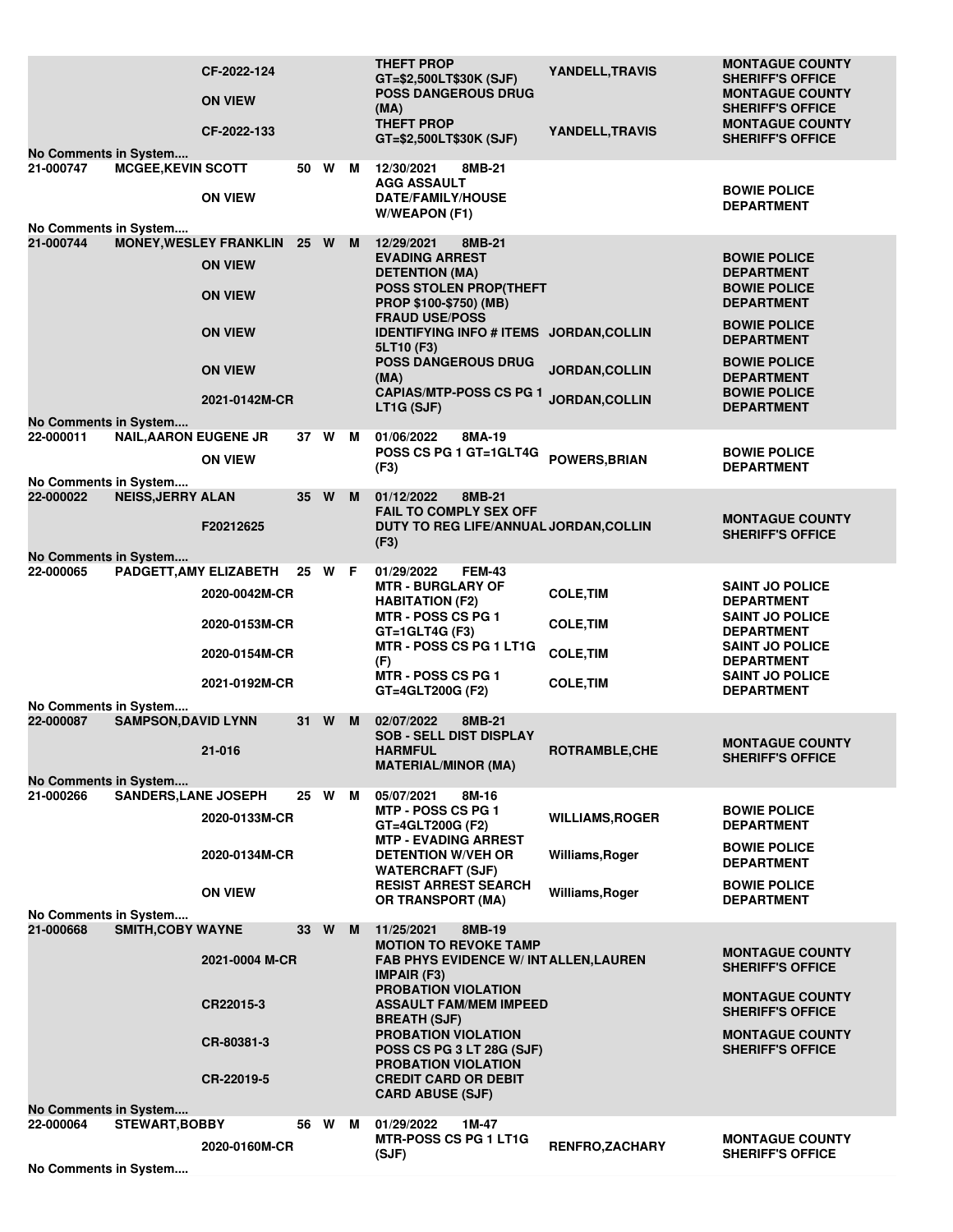| Booking # | Name | Warrant/Cause # | Age | Race | Sex | Date / Location / Charge | Judge | Agency |
|---|---|---|---|---|---|---|---|---|
| | | CF-2022-124 | | | | THEFT PROP GT=$2,500LT$30K (SJF) | YANDELL,TRAVIS | MONTAGUE COUNTY SHERIFF'S OFFICE |
| | | ON VIEW | | | | POSS DANGEROUS DRUG (MA) | | MONTAGUE COUNTY SHERIFF'S OFFICE |
| | | CF-2022-133 | | | | THEFT PROP GT=$2,500LT$30K (SJF) | YANDELL,TRAVIS | MONTAGUE COUNTY SHERIFF'S OFFICE |
| No Comments in System.... | | | | | | | | |
| 21-000747 | MCGEE,KEVIN SCOTT | | 50 | W | M | 12/30/2021 8MB-21 | | |
| | | ON VIEW | | | | AGG ASSAULT DATE/FAMILY/HOUSE W/WEAPON (F1) | | BOWIE POLICE DEPARTMENT |
| No Comments in System.... | | | | | | | | |
| 21-000744 | MONEY,WESLEY FRANKLIN | | 25 | W | M | 12/29/2021 8MB-21 | | |
| | | ON VIEW | | | | EVADING ARREST DETENTION (MA) | | BOWIE POLICE DEPARTMENT |
| | | ON VIEW | | | | POSS STOLEN PROP(THEFT PROP $100-$750) (MB) | | BOWIE POLICE DEPARTMENT |
| | | ON VIEW | | | | FRAUD USE/POSS IDENTIFYING INFO # ITEMS 5LT10 (F3) | JORDAN,COLLIN | BOWIE POLICE DEPARTMENT |
| | | ON VIEW | | | | POSS DANGEROUS DRUG (MA) | JORDAN,COLLIN | BOWIE POLICE DEPARTMENT |
| | | 2021-0142M-CR | | | | CAPIAS/MTP-POSS CS PG 1 LT1G (SJF) | JORDAN,COLLIN | BOWIE POLICE DEPARTMENT |
| No Comments in System.... | | | | | | | | |
| 22-000011 | NAIL,AARON EUGENE JR | | 37 | W | M | 01/06/2022 8MA-19 | | |
| | | ON VIEW | | | | POSS CS PG 1 GT=1GLT4G (F3) | POWERS,BRIAN | BOWIE POLICE DEPARTMENT |
| No Comments in System.... | | | | | | | | |
| 22-000022 | NEISS,JERRY ALAN | | 35 | W | M | 01/12/2022 8MB-21 | | |
| | | F20212625 | | | | FAIL TO COMPLY SEX OFF DUTY TO REG LIFE/ANNUAL (F3) | JORDAN,COLLIN | MONTAGUE COUNTY SHERIFF'S OFFICE |
| No Comments in System.... | | | | | | | | |
| 22-000065 | PADGETT,AMY ELIZABETH | | 25 | W | F | 01/29/2022 FEM-43 | | |
| | | 2020-0042M-CR | | | | MTR - BURGLARY OF HABITATION (F2) | COLE,TIM | SAINT JO POLICE DEPARTMENT |
| | | 2020-0153M-CR | | | | MTR - POSS CS PG 1 GT=1GLT4G (F3) | COLE,TIM | SAINT JO POLICE DEPARTMENT |
| | | 2020-0154M-CR | | | | MTR - POSS CS PG 1 LT1G (F) | COLE,TIM | SAINT JO POLICE DEPARTMENT |
| | | 2021-0192M-CR | | | | MTR - POSS CS PG 1 GT=4GLT200G (F2) | COLE,TIM | SAINT JO POLICE DEPARTMENT |
| No Comments in System.... | | | | | | | | |
| 22-000087 | SAMPSON,DAVID LYNN | | 31 | W | M | 02/07/2022 8MB-21 | | |
| | | 21-016 | | | | SOB - SELL DIST DISPLAY HARMFUL MATERIAL/MINOR (MA) | ROTRAMBLE,CHE | MONTAGUE COUNTY SHERIFF'S OFFICE |
| No Comments in System.... | | | | | | | | |
| 21-000266 | SANDERS,LANE JOSEPH | | 25 | W | M | 05/07/2021 8M-16 | | |
| | | 2020-0133M-CR | | | | MTP - POSS CS PG 1 GT=4GLT200G (F2) | WILLIAMS,ROGER | BOWIE POLICE DEPARTMENT |
| | | 2020-0134M-CR | | | | MTP - EVADING ARREST DETENTION W/VEH OR WATERCRAFT (SJF) | Williams,Roger | BOWIE POLICE DEPARTMENT |
| | | ON VIEW | | | | RESIST ARREST SEARCH OR TRANSPORT (MA) | Williams,Roger | BOWIE POLICE DEPARTMENT |
| No Comments in System.... | | | | | | | | |
| 21-000668 | SMITH,COBY WAYNE | | 33 | W | M | 11/25/2021 8MB-19 | | |
| | | 2021-0004 M-CR | | | | MOTION TO REVOKE TAMP FAB PHYS EVIDENCE W/ INT IMPAIR (F3) | ALLEN,LAUREN | MONTAGUE COUNTY SHERIFF'S OFFICE |
| | | CR22015-3 | | | | PROBATION VIOLATION ASSAULT FAM/MEM IMPEED BREATH (SJF) | | MONTAGUE COUNTY SHERIFF'S OFFICE |
| | | CR-80381-3 | | | | PROBATION VIOLATION POSS CS PG 3 LT 28G (SJF) | | MONTAGUE COUNTY SHERIFF'S OFFICE |
| | | CR-22019-5 | | | | PROBATION VIOLATION CREDIT CARD OR DEBIT CARD ABUSE (SJF) | | |
| No Comments in System.... | | | | | | | | |
| 22-000064 | STEWART,BOBBY | | 56 | W | M | 01/29/2022 1M-47 | | |
| | | 2020-0160M-CR | | | | MTR-POSS CS PG 1 LT1G (SJF) | RENFRO,ZACHARY | MONTAGUE COUNTY SHERIFF'S OFFICE |
| No Comments in System.... | | | | | | | | |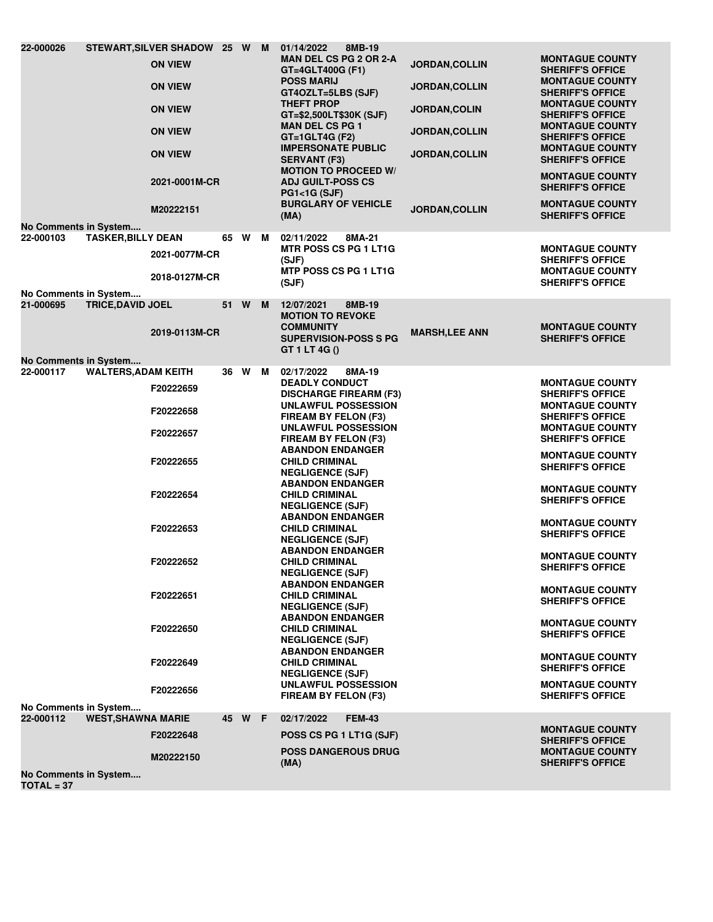| | | | | | | | | |
|---|---|---|---|---|---|---|---|---|
| 22-000026 | STEWART,SILVER SHADOW | | 25 | W | M | 01/14/2022 8MB-19 | | |
| | | ON VIEW | | | | MAN DEL CS PG 2 OR 2-A GT=4GLT400G (F1) | JORDAN,COLLIN | MONTAGUE COUNTY SHERIFF'S OFFICE |
| | | ON VIEW | | | | POSS MARIJ GT4OZLT=5LBS (SJF) | JORDAN,COLLIN | MONTAGUE COUNTY SHERIFF'S OFFICE |
| | | ON VIEW | | | | THEFT PROP GT=$2,500LT$30K (SJF) | JORDAN,COLIN | MONTAGUE COUNTY SHERIFF'S OFFICE |
| | | ON VIEW | | | | MAN DEL CS PG 1 GT=1GLT4G (F2) | JORDAN,COLLIN | MONTAGUE COUNTY SHERIFF'S OFFICE |
| | | ON VIEW | | | | IMPERSONATE PUBLIC SERVANT (F3) | JORDAN,COLLIN | MONTAGUE COUNTY SHERIFF'S OFFICE |
| | | 2021-0001M-CR | | | | MOTION TO PROCEED W/ ADJ GUILT-POSS CS PG1<1G (SJF) | | MONTAGUE COUNTY SHERIFF'S OFFICE |
| | | M20222151 | | | | BURGLARY OF VEHICLE (MA) | JORDAN,COLLIN | MONTAGUE COUNTY SHERIFF'S OFFICE |
| No Comments in System.... | | | | | | | | |
| 22-000103 | TASKER,BILLY DEAN | | 65 | W | M | 02/11/2022 8MA-21 | | |
| | | 2021-0077M-CR | | | | MTR POSS CS PG 1 LT1G (SJF) | | MONTAGUE COUNTY SHERIFF'S OFFICE |
| | | 2018-0127M-CR | | | | MTP POSS CS PG 1 LT1G (SJF) | | MONTAGUE COUNTY SHERIFF'S OFFICE |
| No Comments in System.... | | | | | | | | |
| 21-000695 | TRICE,DAVID JOEL | | 51 | W | M | 12/07/2021 8MB-19 | | |
| | | 2019-0113M-CR | | | | MOTION TO REVOKE COMMUNITY SUPERVISION-POSS S PG GT 1 LT 4G () | MARSH,LEE ANN | MONTAGUE COUNTY SHERIFF'S OFFICE |
| No Comments in System.... | | | | | | | | |
| 22-000117 | WALTERS,ADAM KEITH | | 36 | W | M | 02/17/2022 8MA-19 | | |
| | | F20222659 | | | | DEADLY CONDUCT DISCHARGE FIREARM (F3) | | MONTAGUE COUNTY SHERIFF'S OFFICE |
| | | F20222658 | | | | UNLAWFUL POSSESSION FIREAM BY FELON (F3) | | MONTAGUE COUNTY SHERIFF'S OFFICE |
| | | F20222657 | | | | UNLAWFUL POSSESSION FIREAM BY FELON (F3) | | MONTAGUE COUNTY SHERIFF'S OFFICE |
| | | F20222655 | | | | ABANDON ENDANGER CHILD CRIMINAL NEGLIGENCE (SJF) | | MONTAGUE COUNTY SHERIFF'S OFFICE |
| | | F20222654 | | | | ABANDON ENDANGER CHILD CRIMINAL NEGLIGENCE (SJF) | | MONTAGUE COUNTY SHERIFF'S OFFICE |
| | | F20222653 | | | | ABANDON ENDANGER CHILD CRIMINAL NEGLIGENCE (SJF) | | MONTAGUE COUNTY SHERIFF'S OFFICE |
| | | F20222652 | | | | ABANDON ENDANGER CHILD CRIMINAL NEGLIGENCE (SJF) | | MONTAGUE COUNTY SHERIFF'S OFFICE |
| | | F20222651 | | | | ABANDON ENDANGER CHILD CRIMINAL NEGLIGENCE (SJF) | | MONTAGUE COUNTY SHERIFF'S OFFICE |
| | | F20222650 | | | | ABANDON ENDANGER CHILD CRIMINAL NEGLIGENCE (SJF) | | MONTAGUE COUNTY SHERIFF'S OFFICE |
| | | F20222649 | | | | ABANDON ENDANGER CHILD CRIMINAL NEGLIGENCE (SJF) | | MONTAGUE COUNTY SHERIFF'S OFFICE |
| | | F20222656 | | | | UNLAWFUL POSSESSION FIREAM BY FELON (F3) | | MONTAGUE COUNTY SHERIFF'S OFFICE |
| No Comments in System.... | | | | | | | | |
| 22-000112 | WEST,SHAWNA MARIE | | 45 | W | F | 02/17/2022 FEM-43 | | |
| | | F20222648 | | | | POSS CS PG 1 LT1G (SJF) | | MONTAGUE COUNTY SHERIFF'S OFFICE |
| | | M20222150 | | | | POSS DANGEROUS DRUG (MA) | | MONTAGUE COUNTY SHERIFF'S OFFICE |
| No Comments in System.... | | | | | | | | |
| TOTAL = 37 | | | | | | | | |